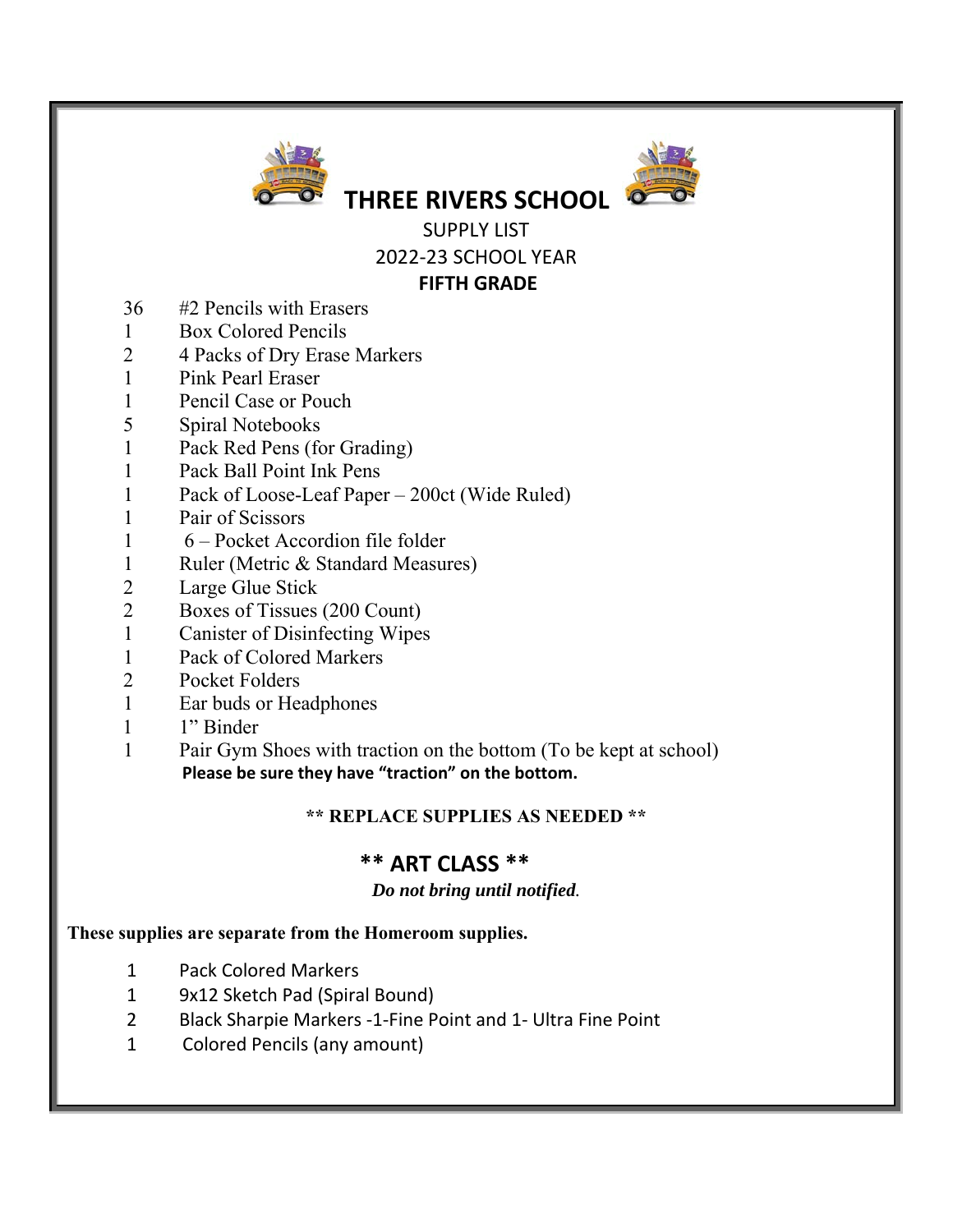# THREE RIVERS SCHOOL

SUPPLY LIST

2022-23 SCHOOL YEAR

**FIFTH GRADE**

| | |
|---|---|
| 36 | #2 Pencils with Erasers |
| 1 | Box Colored Pencils |
| 2 | 4 Packs of Dry Erase Markers |
| 1 | Pink Pearl Eraser |
| 1 | Pencil Case or Pouch |
| 5 | Spiral Notebooks |
| 1 | Pack Red Pens (for Grading) |
| 1 | Pack Ball Point Ink Pens |
| 1 | Pack of Loose-Leaf Paper – 200ct (Wide Ruled) |
| 1 | Pair of Scissors |
| 1 | 6 – Pocket Accordion file folder |
| 1 | Ruler (Metric & Standard Measures) |
| 2 | Large Glue Stick |
| 2 | Boxes of Tissues (200 Count) |
| 1 | Canister of Disinfecting Wipes |
| 1 | Pack of Colored Markers |
| 2 | Pocket Folders |
| 1 | Ear buds or Headphones |
| 1 | 1" Binder |
| 1 | Pair Gym Shoes with traction on the bottom (To be kept at school) **Please be sure they have "traction" on the bottom.** |

**** REPLACE SUPPLIES AS NEEDED ****

## ** ART CLASS **

***Do not bring until notified.***

**These supplies are separate from the Homeroom supplies.**

| | |
|---|---|
| 1 | Pack Colored Markers |
| 1 | 9x12 Sketch Pad (Spiral Bound) |
| 2 | Black Sharpie Markers -1-Fine Point and 1- Ultra Fine Point |
| 1 | Colored Pencils (any amount) |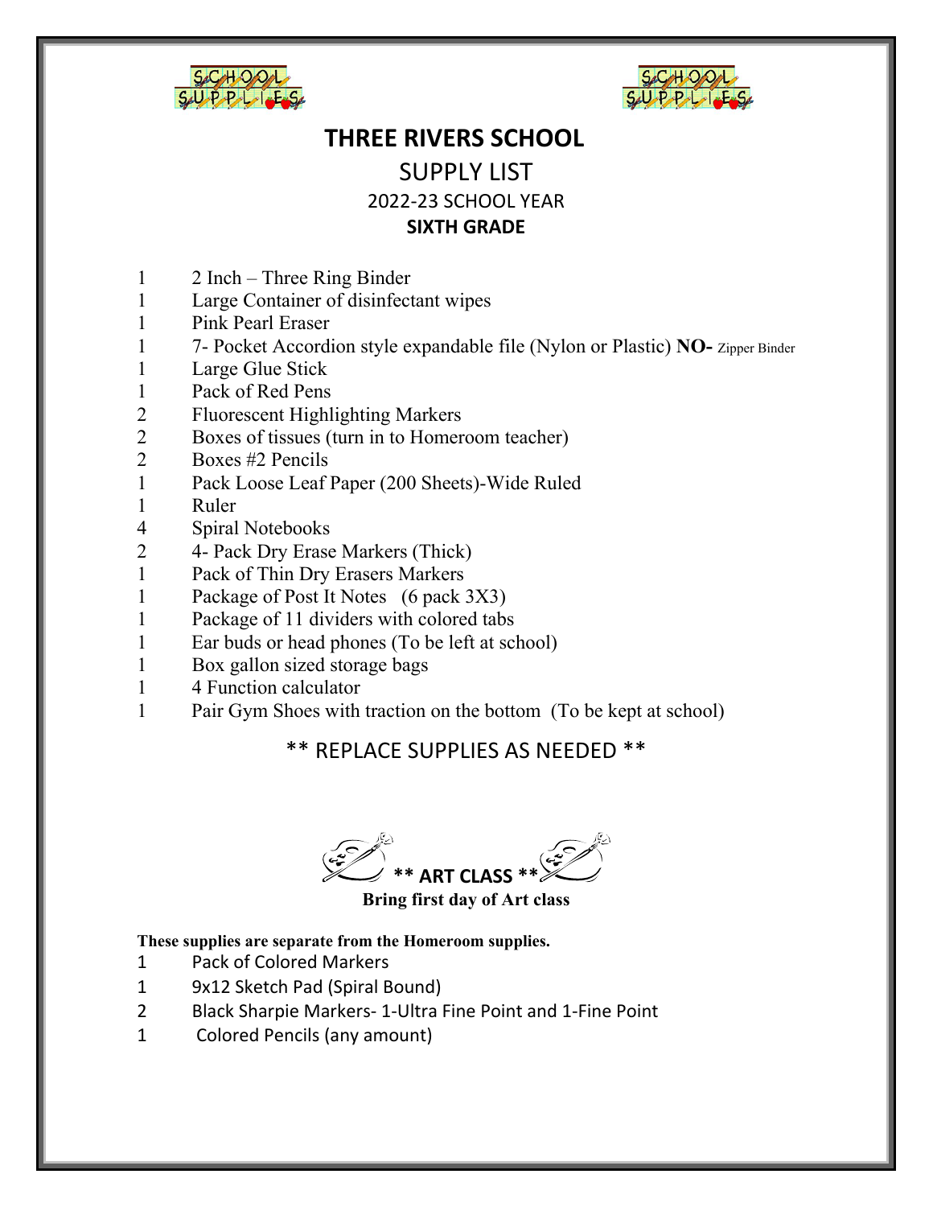# THREE RIVERS SCHOOL

## SUPPLY LIST

2022-23 SCHOOL YEAR

**SIXTH GRADE**

| | |
|---|---|
| 1 | 2 Inch – Three Ring Binder |
| 1 | Large Container of disinfectant wipes |
| 1 | Pink Pearl Eraser |
| 1 | 7- Pocket Accordion style expandable file (Nylon or Plastic) **NO-** Zipper Binder |
| 1 | Large Glue Stick |
| 1 | Pack of Red Pens |
| 2 | Fluorescent Highlighting Markers |
| 2 | Boxes of tissues (turn in to Homeroom teacher) |
| 2 | Boxes #2 Pencils |
| 1 | Pack Loose Leaf Paper (200 Sheets)-Wide Ruled |
| 1 | Ruler |
| 4 | Spiral Notebooks |
| 2 | 4- Pack Dry Erase Markers (Thick) |
| 1 | Pack of Thin Dry Erasers Markers |
| 1 | Package of Post It Notes (6 pack 3X3) |
| 1 | Package of 11 dividers with colored tabs |
| 1 | Ear buds or head phones (To be left at school) |
| 1 | Box gallon sized storage bags |
| 1 | 4 Function calculator |
| 1 | Pair Gym Shoes with traction on the bottom (To be kept at school) |

** REPLACE SUPPLIES AS NEEDED **

**** ART CLASS ****

**Bring first day of Art class**

**These supplies are separate from the Homeroom supplies.**

| | |
|---|---|
| 1 | Pack of Colored Markers |
| 1 | 9x12 Sketch Pad (Spiral Bound) |
| 2 | Black Sharpie Markers- 1-Ultra Fine Point and 1-Fine Point |
| 1 | Colored Pencils (any amount) |